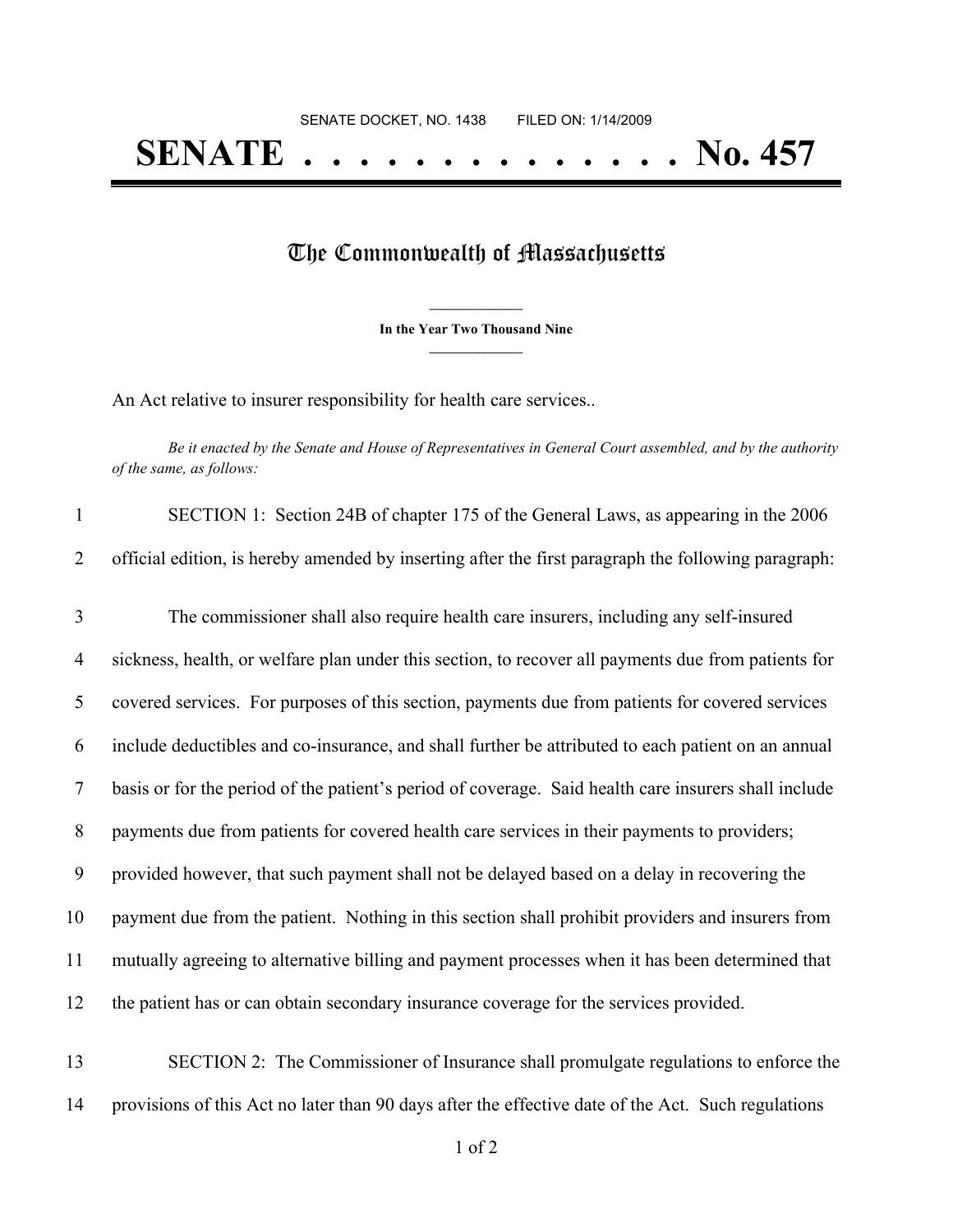SENATE DOCKET, NO. 1438 FILED ON: 1/14/2009

# SENATE . . . . . . . . . . . . . . No. 457

## The Commonwealth of Massachusetts

**In the Year Two Thousand Nine**

An Act relative to insurer responsibility for health care services..

*Be it enacted by the Senate and House of Representatives in General Court assembled, and by the authority of the same, as follows:*

SECTION 1: Section 24B of chapter 175 of the General Laws, as appearing in the 2006 official edition, is hereby amended by inserting after the first paragraph the following paragraph:

The commissioner shall also require health care insurers, including any self-insured sickness, health, or welfare plan under this section, to recover all payments due from patients for covered services. For purposes of this section, payments due from patients for covered services include deductibles and co-insurance, and shall further be attributed to each patient on an annual basis or for the period of the patient's period of coverage. Said health care insurers shall include payments due from patients for covered health care services in their payments to providers; provided however, that such payment shall not be delayed based on a delay in recovering the payment due from the patient. Nothing in this section shall prohibit providers and insurers from mutually agreeing to alternative billing and payment processes when it has been determined that the patient has or can obtain secondary insurance coverage for the services provided.

SECTION 2: The Commissioner of Insurance shall promulgate regulations to enforce the provisions of this Act no later than 90 days after the effective date of the Act. Such regulations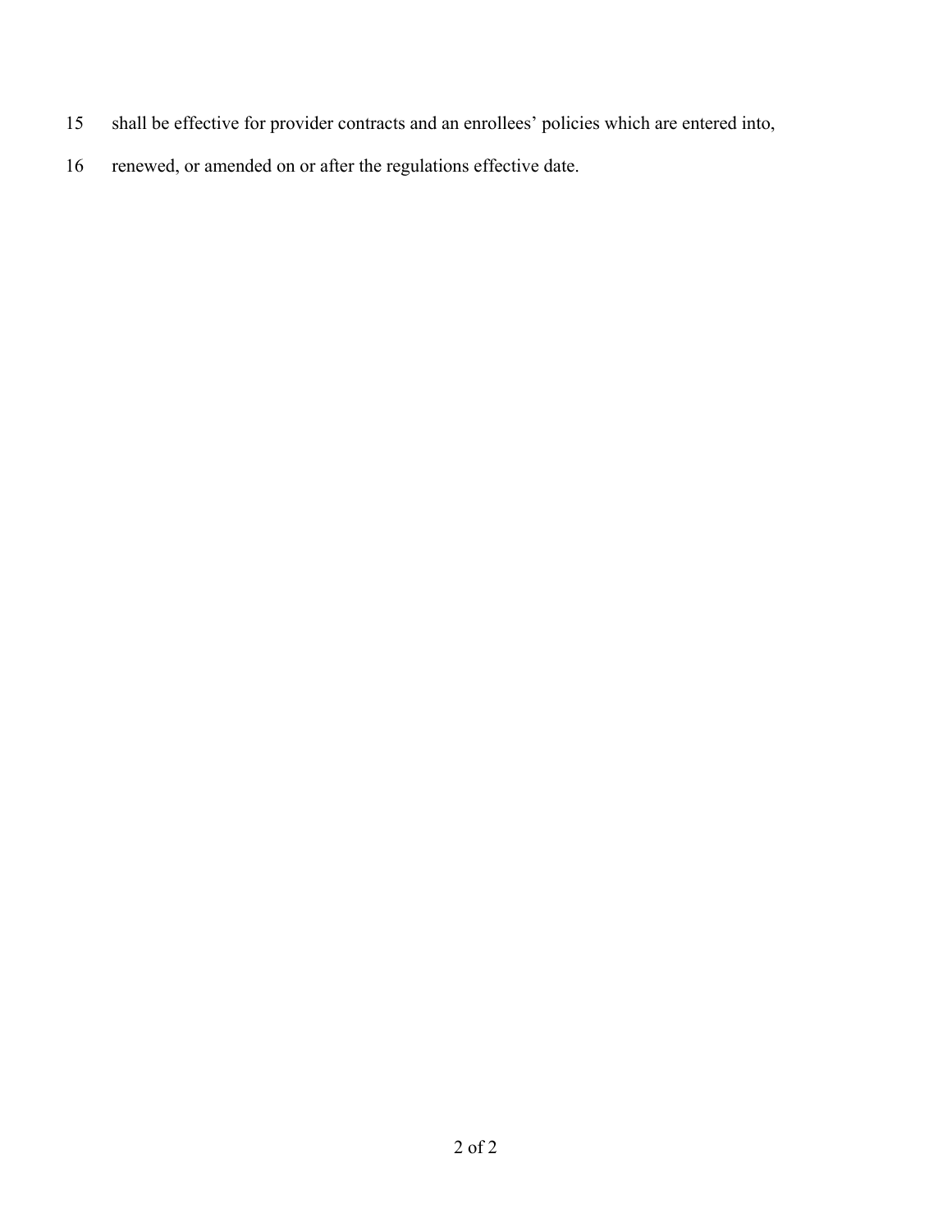15 shall be effective for provider contracts and an enrollees' policies which are entered into,

16 renewed, or amended on or after the regulations effective date.